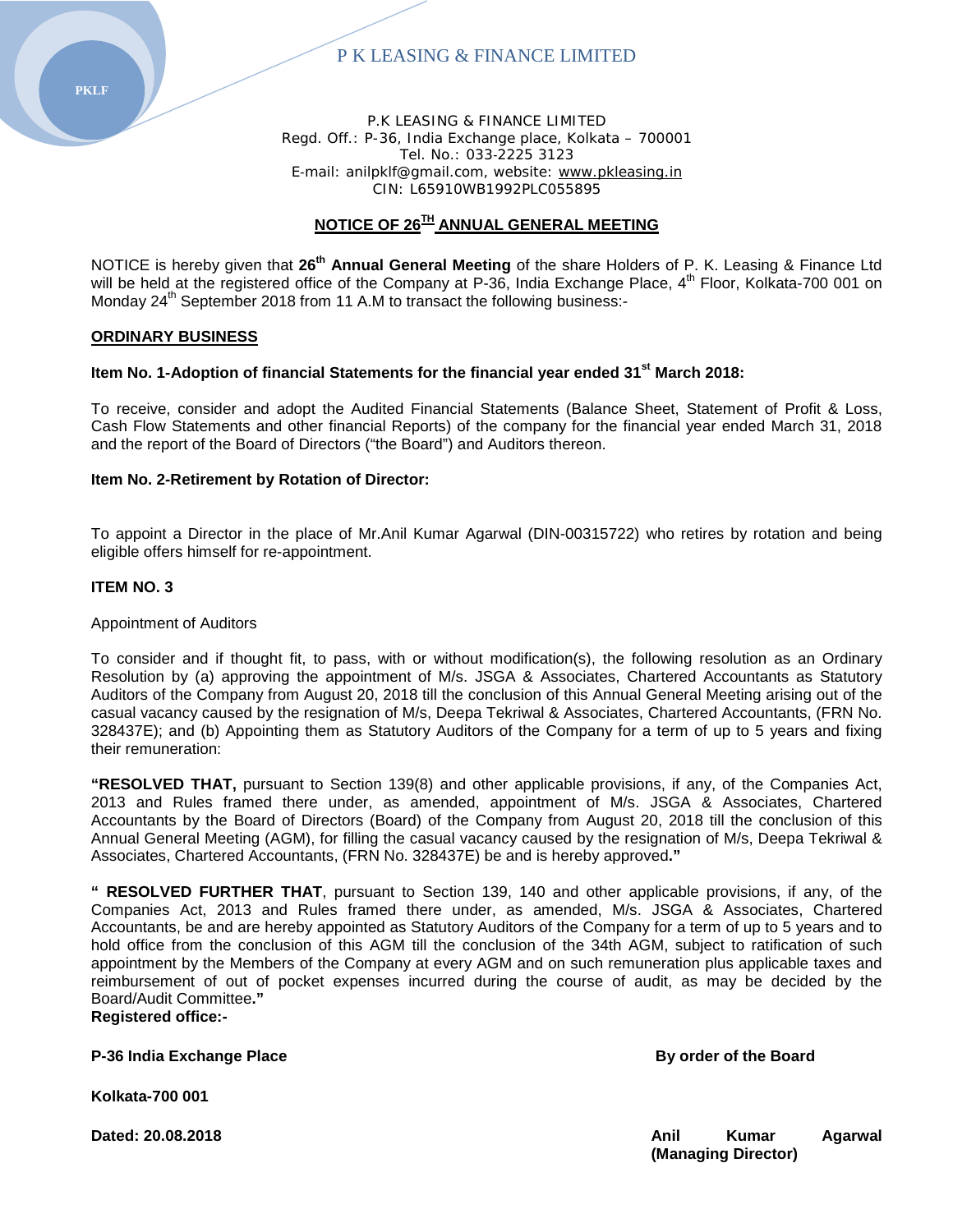P K LEASING & FINANCE LIMITED

P.K LEASING & FINANCE LIMITED
Regd. Off.: P-36, India Exchange place, Kolkata – 700001
Tel. No.: 033-2225 3123
E-mail: anilpklf@gmail.com, website: www.pkleasing.in
CIN: L65910WB1992PLC055895

## NOTICE OF 26TH ANNUAL GENERAL MEETING

NOTICE is hereby given that **26th Annual General Meeting** of the share Holders of P. K. Leasing & Finance Ltd will be held at the registered office of the Company at P-36, India Exchange Place, 4th Floor, Kolkata-700 001 on Monday 24th September 2018 from 11 A.M to transact the following business:-

### ORDINARY BUSINESS

**Item No. 1-Adoption of financial Statements for the financial year ended 31st March 2018:**

To receive, consider and adopt the Audited Financial Statements (Balance Sheet, Statement of Profit & Loss, Cash Flow Statements and other financial Reports) of the company for the financial year ended March 31, 2018 and the report of the Board of Directors ("the Board") and Auditors thereon.

**Item No. 2-Retirement by Rotation of Director:**

To appoint a Director in the place of Mr.Anil Kumar Agarwal (DIN-00315722) who retires by rotation and being eligible offers himself for re-appointment.

**ITEM NO. 3**

Appointment of Auditors

To consider and if thought fit, to pass, with or without modification(s), the following resolution as an Ordinary Resolution by (a) approving the appointment of M/s. JSGA & Associates, Chartered Accountants as Statutory Auditors of the Company from August 20, 2018 till the conclusion of this Annual General Meeting arising out of the casual vacancy caused by the resignation of M/s, Deepa Tekriwal & Associates, Chartered Accountants, (FRN No. 328437E); and (b) Appointing them as Statutory Auditors of the Company for a term of up to 5 years and fixing their remuneration:

**"RESOLVED THAT,** pursuant to Section 139(8) and other applicable provisions, if any, of the Companies Act, 2013 and Rules framed there under, as amended, appointment of M/s. JSGA & Associates, Chartered Accountants by the Board of Directors (Board) of the Company from August 20, 2018 till the conclusion of this Annual General Meeting (AGM), for filling the casual vacancy caused by the resignation of M/s, Deepa Tekriwal & Associates, Chartered Accountants, (FRN No. 328437E) be and is hereby approved**."**

**" RESOLVED FURTHER THAT**, pursuant to Section 139, 140 and other applicable provisions, if any, of the Companies Act, 2013 and Rules framed there under, as amended, M/s. JSGA & Associates, Chartered Accountants, be and are hereby appointed as Statutory Auditors of the Company for a term of up to 5 years and to hold office from the conclusion of this AGM till the conclusion of the 34th AGM, subject to ratification of such appointment by the Members of the Company at every AGM and on such remuneration plus applicable taxes and reimbursement of out of pocket expenses incurred during the course of audit, as may be decided by the Board/Audit Committee**."**

**Registered office:-**

**P-36 India Exchange Place**

**Kolkata-700 001**

**Dated: 20.08.2018**

**By order of the Board**

**Anil Kumar Agarwal**
**(Managing Director)**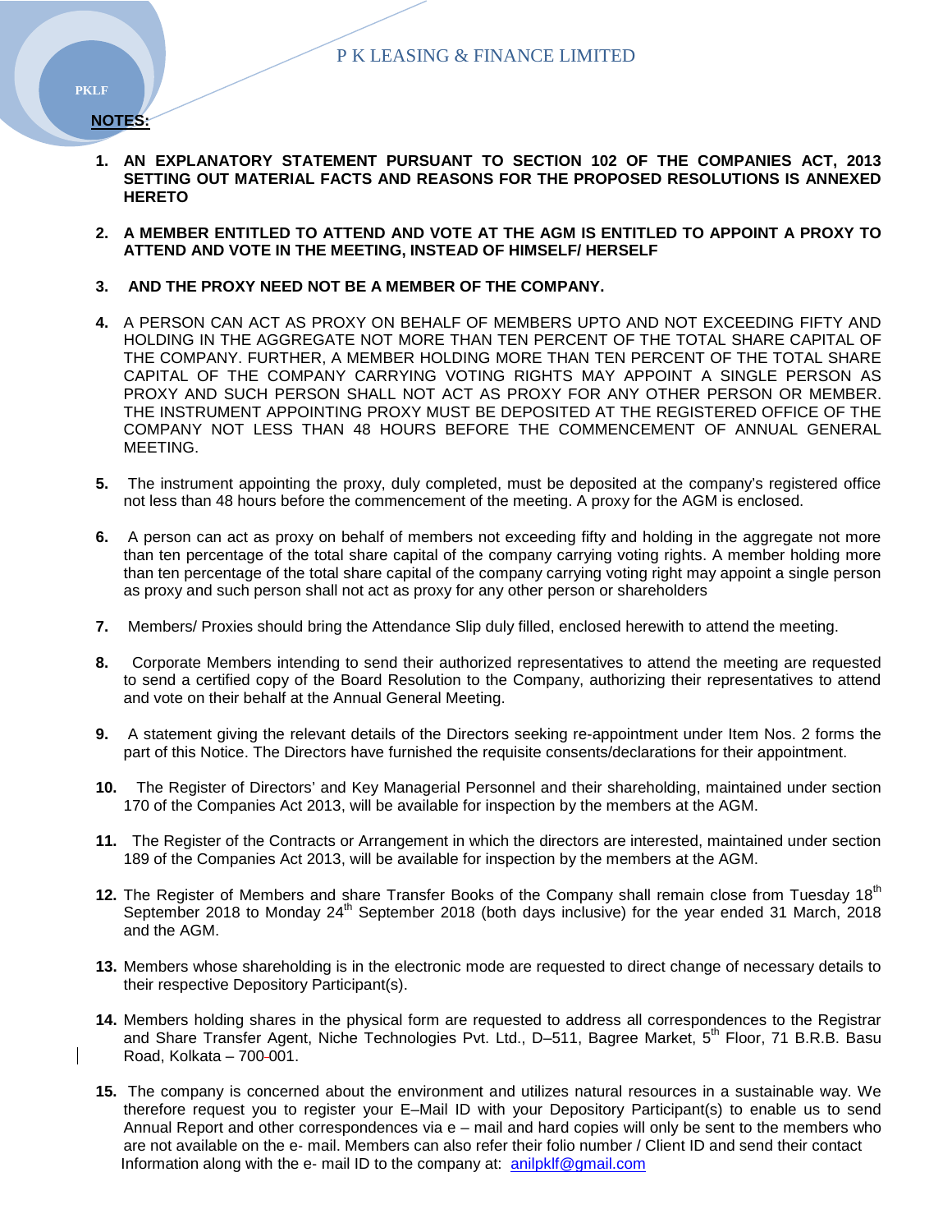**NOTES:**

1. **AN EXPLANATORY STATEMENT PURSUANT TO SECTION 102 OF THE COMPANIES ACT, 2013 SETTING OUT MATERIAL FACTS AND REASONS FOR THE PROPOSED RESOLUTIONS IS ANNEXED HERETO**

2. **A MEMBER ENTITLED TO ATTEND AND VOTE AT THE AGM IS ENTITLED TO APPOINT A PROXY TO ATTEND AND VOTE IN THE MEETING, INSTEAD OF HIMSELF/ HERSELF**

3. **AND THE PROXY NEED NOT BE A MEMBER OF THE COMPANY.**

4. A PERSON CAN ACT AS PROXY ON BEHALF OF MEMBERS UPTO AND NOT EXCEEDING FIFTY AND HOLDING IN THE AGGREGATE NOT MORE THAN TEN PERCENT OF THE TOTAL SHARE CAPITAL OF THE COMPANY. FURTHER, A MEMBER HOLDING MORE THAN TEN PERCENT OF THE TOTAL SHARE CAPITAL OF THE COMPANY CARRYING VOTING RIGHTS MAY APPOINT A SINGLE PERSON AS PROXY AND SUCH PERSON SHALL NOT ACT AS PROXY FOR ANY OTHER PERSON OR MEMBER. THE INSTRUMENT APPOINTING PROXY MUST BE DEPOSITED AT THE REGISTERED OFFICE OF THE COMPANY NOT LESS THAN 48 HOURS BEFORE THE COMMENCEMENT OF ANNUAL GENERAL MEETING.

5. The instrument appointing the proxy, duly completed, must be deposited at the company's registered office not less than 48 hours before the commencement of the meeting. A proxy for the AGM is enclosed.

6. A person can act as proxy on behalf of members not exceeding fifty and holding in the aggregate not more than ten percentage of the total share capital of the company carrying voting rights. A member holding more than ten percentage of the total share capital of the company carrying voting right may appoint a single person as proxy and such person shall not act as proxy for any other person or shareholders

7. Members/ Proxies should bring the Attendance Slip duly filled, enclosed herewith to attend the meeting.

8. Corporate Members intending to send their authorized representatives to attend the meeting are requested to send a certified copy of the Board Resolution to the Company, authorizing their representatives to attend and vote on their behalf at the Annual General Meeting.

9. A statement giving the relevant details of the Directors seeking re-appointment under Item Nos. 2 forms the part of this Notice. The Directors have furnished the requisite consents/declarations for their appointment.

10. The Register of Directors' and Key Managerial Personnel and their shareholding, maintained under section 170 of the Companies Act 2013, will be available for inspection by the members at the AGM.

11. The Register of the Contracts or Arrangement in which the directors are interested, maintained under section 189 of the Companies Act 2013, will be available for inspection by the members at the AGM.

12. The Register of Members and share Transfer Books of the Company shall remain close from Tuesday 18th September 2018 to Monday 24th September 2018 (both days inclusive) for the year ended 31 March, 2018 and the AGM.

13. Members whose shareholding is in the electronic mode are requested to direct change of necessary details to their respective Depository Participant(s).

14. Members holding shares in the physical form are requested to address all correspondences to the Registrar and Share Transfer Agent, Niche Technologies Pvt. Ltd., D–511, Bagree Market, 5th Floor, 71 B.R.B. Basu Road, Kolkata – 700-001.

15. The company is concerned about the environment and utilizes natural resources in a sustainable way. We therefore request you to register your E–Mail ID with your Depository Participant(s) to enable us to send Annual Report and other correspondences via e – mail and hard copies will only be sent to the members who are not available on the e- mail. Members can also refer their folio number / Client ID and send their contact Information along with the e- mail ID to the company at: anilpklf@gmail.com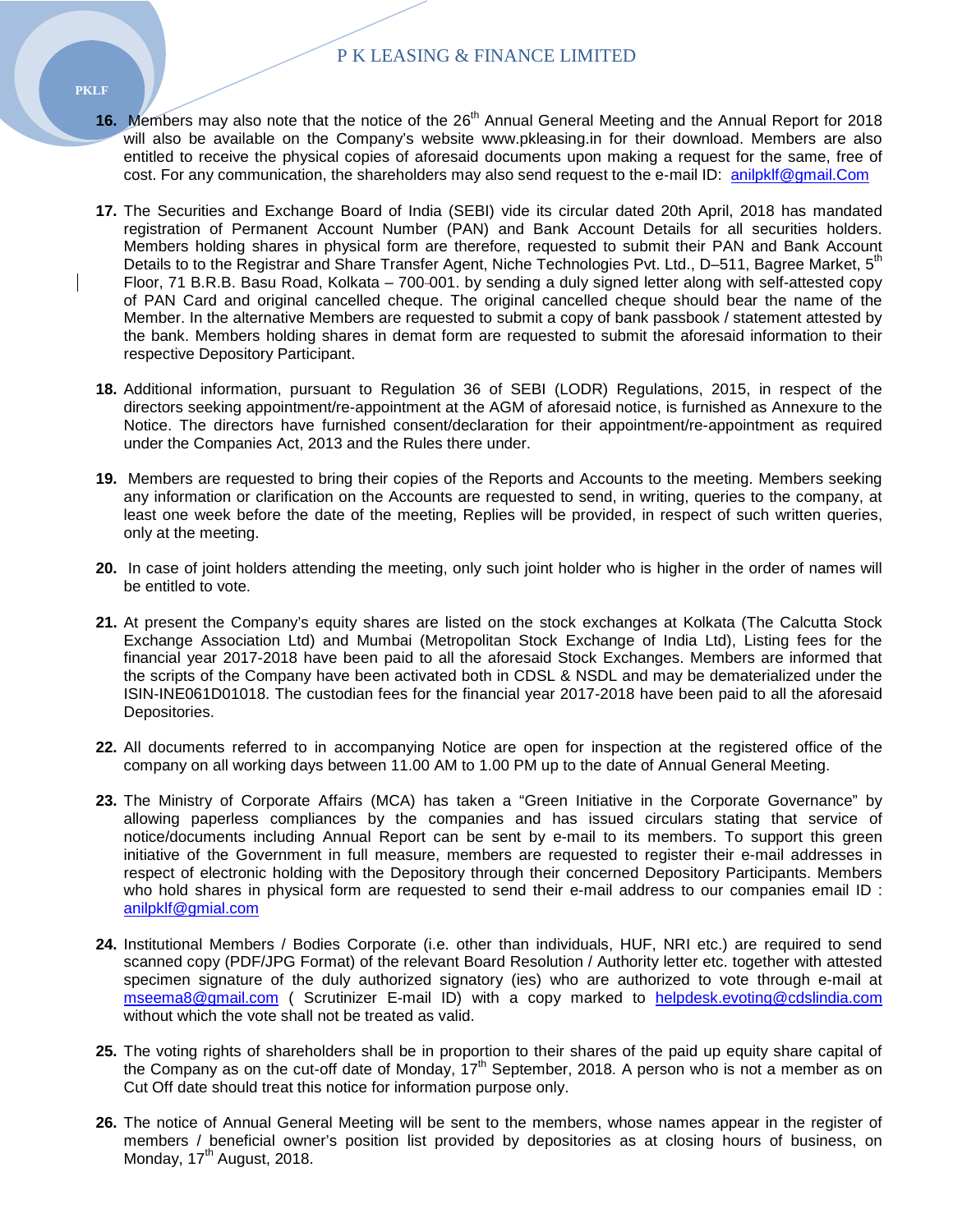16. Members may also note that the notice of the 26th Annual General Meeting and the Annual Report for 2018 will also be available on the Company's website www.pkleasing.in for their download. Members are also entitled to receive the physical copies of aforesaid documents upon making a request for the same, free of cost. For any communication, the shareholders may also send request to the e-mail ID: anilpklf@gmail.Com

17. The Securities and Exchange Board of India (SEBI) vide its circular dated 20th April, 2018 has mandated registration of Permanent Account Number (PAN) and Bank Account Details for all securities holders. Members holding shares in physical form are therefore, requested to submit their PAN and Bank Account Details to to the Registrar and Share Transfer Agent, Niche Technologies Pvt. Ltd., D–511, Bagree Market, 5th Floor, 71 B.R.B. Basu Road, Kolkata – 700-001. by sending a duly signed letter along with self-attested copy of PAN Card and original cancelled cheque. The original cancelled cheque should bear the name of the Member. In the alternative Members are requested to submit a copy of bank passbook / statement attested by the bank. Members holding shares in demat form are requested to submit the aforesaid information to their respective Depository Participant.

18. Additional information, pursuant to Regulation 36 of SEBI (LODR) Regulations, 2015, in respect of the directors seeking appointment/re-appointment at the AGM of aforesaid notice, is furnished as Annexure to the Notice. The directors have furnished consent/declaration for their appointment/re-appointment as required under the Companies Act, 2013 and the Rules there under.

19. Members are requested to bring their copies of the Reports and Accounts to the meeting. Members seeking any information or clarification on the Accounts are requested to send, in writing, queries to the company, at least one week before the date of the meeting, Replies will be provided, in respect of such written queries, only at the meeting.

20. In case of joint holders attending the meeting, only such joint holder who is higher in the order of names will be entitled to vote.

21. At present the Company's equity shares are listed on the stock exchanges at Kolkata (The Calcutta Stock Exchange Association Ltd) and Mumbai (Metropolitan Stock Exchange of India Ltd), Listing fees for the financial year 2017-2018 have been paid to all the aforesaid Stock Exchanges. Members are informed that the scripts of the Company have been activated both in CDSL & NSDL and may be dematerialized under the ISIN-INE061D01018. The custodian fees for the financial year 2017-2018 have been paid to all the aforesaid Depositories.

22. All documents referred to in accompanying Notice are open for inspection at the registered office of the company on all working days between 11.00 AM to 1.00 PM up to the date of Annual General Meeting.

23. The Ministry of Corporate Affairs (MCA) has taken a "Green Initiative in the Corporate Governance" by allowing paperless compliances by the companies and has issued circulars stating that service of notice/documents including Annual Report can be sent by e-mail to its members. To support this green initiative of the Government in full measure, members are requested to register their e-mail addresses in respect of electronic holding with the Depository through their concerned Depository Participants. Members who hold shares in physical form are requested to send their e-mail address to our companies email ID : anilpklf@gmial.com

24. Institutional Members / Bodies Corporate (i.e. other than individuals, HUF, NRI etc.) are required to send scanned copy (PDF/JPG Format) of the relevant Board Resolution / Authority letter etc. together with attested specimen signature of the duly authorized signatory (ies) who are authorized to vote through e-mail at mseema8@gmail.com ( Scrutinizer E-mail ID) with a copy marked to helpdesk.evoting@cdslindia.com without which the vote shall not be treated as valid.

25. The voting rights of shareholders shall be in proportion to their shares of the paid up equity share capital of the Company as on the cut-off date of Monday, 17th September, 2018. A person who is not a member as on Cut Off date should treat this notice for information purpose only.

26. The notice of Annual General Meeting will be sent to the members, whose names appear in the register of members / beneficial owner's position list provided by depositories as at closing hours of business, on Monday, 17th August, 2018.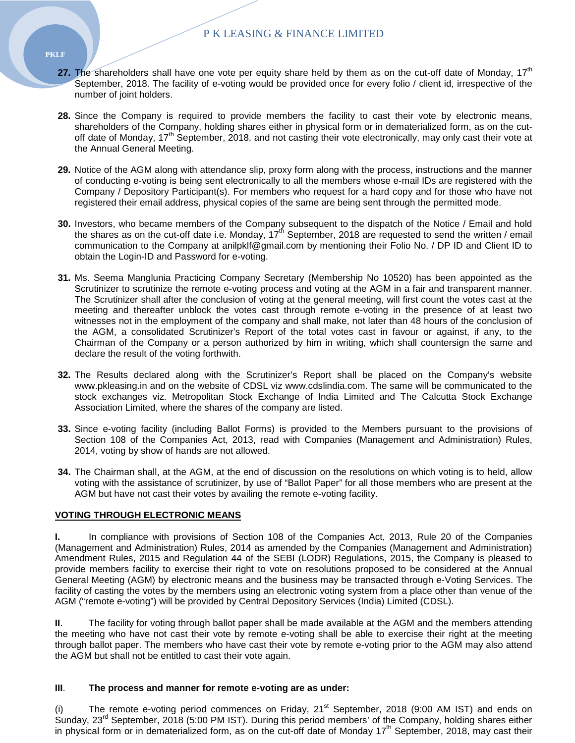**27.** The shareholders shall have one vote per equity share held by them as on the cut-off date of Monday, 17th September, 2018. The facility of e-voting would be provided once for every folio / client id, irrespective of the number of joint holders.

**28.** Since the Company is required to provide members the facility to cast their vote by electronic means, shareholders of the Company, holding shares either in physical form or in dematerialized form, as on the cut-off date of Monday, 17th September, 2018, and not casting their vote electronically, may only cast their vote at the Annual General Meeting.

**29.** Notice of the AGM along with attendance slip, proxy form along with the process, instructions and the manner of conducting e-voting is being sent electronically to all the members whose e-mail IDs are registered with the Company / Depository Participant(s). For members who request for a hard copy and for those who have not registered their email address, physical copies of the same are being sent through the permitted mode.

**30.** Investors, who became members of the Company subsequent to the dispatch of the Notice / Email and hold the shares as on the cut-off date i.e. Monday, 17th September, 2018 are requested to send the written / email communication to the Company at anilpklf@gmail.com by mentioning their Folio No. / DP ID and Client ID to obtain the Login-ID and Password for e-voting.

**31.** Ms. Seema Manglunia Practicing Company Secretary (Membership No 10520) has been appointed as the Scrutinizer to scrutinize the remote e-voting process and voting at the AGM in a fair and transparent manner. The Scrutinizer shall after the conclusion of voting at the general meeting, will first count the votes cast at the meeting and thereafter unblock the votes cast through remote e-voting in the presence of at least two witnesses not in the employment of the company and shall make, not later than 48 hours of the conclusion of the AGM, a consolidated Scrutinizer's Report of the total votes cast in favour or against, if any, to the Chairman of the Company or a person authorized by him in writing, which shall countersign the same and declare the result of the voting forthwith.

**32.** The Results declared along with the Scrutinizer's Report shall be placed on the Company's website www.pkleasing.in and on the website of CDSL viz www.cdslindia.com. The same will be communicated to the stock exchanges viz. Metropolitan Stock Exchange of India Limited and The Calcutta Stock Exchange Association Limited, where the shares of the company are listed.

**33.** Since e-voting facility (including Ballot Forms) is provided to the Members pursuant to the provisions of Section 108 of the Companies Act, 2013, read with Companies (Management and Administration) Rules, 2014, voting by show of hands are not allowed.

**34.** The Chairman shall, at the AGM, at the end of discussion on the resolutions on which voting is to held, allow voting with the assistance of scrutinizer, by use of "Ballot Paper" for all those members who are present at the AGM but have not cast their votes by availing the remote e-voting facility.

## VOTING THROUGH ELECTRONIC MEANS

**I.** In compliance with provisions of Section 108 of the Companies Act, 2013, Rule 20 of the Companies (Management and Administration) Rules, 2014 as amended by the Companies (Management and Administration) Amendment Rules, 2015 and Regulation 44 of the SEBI (LODR) Regulations, 2015, the Company is pleased to provide members facility to exercise their right to vote on resolutions proposed to be considered at the Annual General Meeting (AGM) by electronic means and the business may be transacted through e-Voting Services. The facility of casting the votes by the members using an electronic voting system from a place other than venue of the AGM ("remote e-voting") will be provided by Central Depository Services (India) Limited (CDSL).

**II**. The facility for voting through ballot paper shall be made available at the AGM and the members attending the meeting who have not cast their vote by remote e-voting shall be able to exercise their right at the meeting through ballot paper. The members who have cast their vote by remote e-voting prior to the AGM may also attend the AGM but shall not be entitled to cast their vote again.

**III**. **The process and manner for remote e-voting are as under:**

(i) The remote e-voting period commences on Friday, 21st September, 2018 (9:00 AM IST) and ends on Sunday, 23rd September, 2018 (5:00 PM IST). During this period members' of the Company, holding shares either in physical form or in dematerialized form, as on the cut-off date of Monday 17th September, 2018, may cast their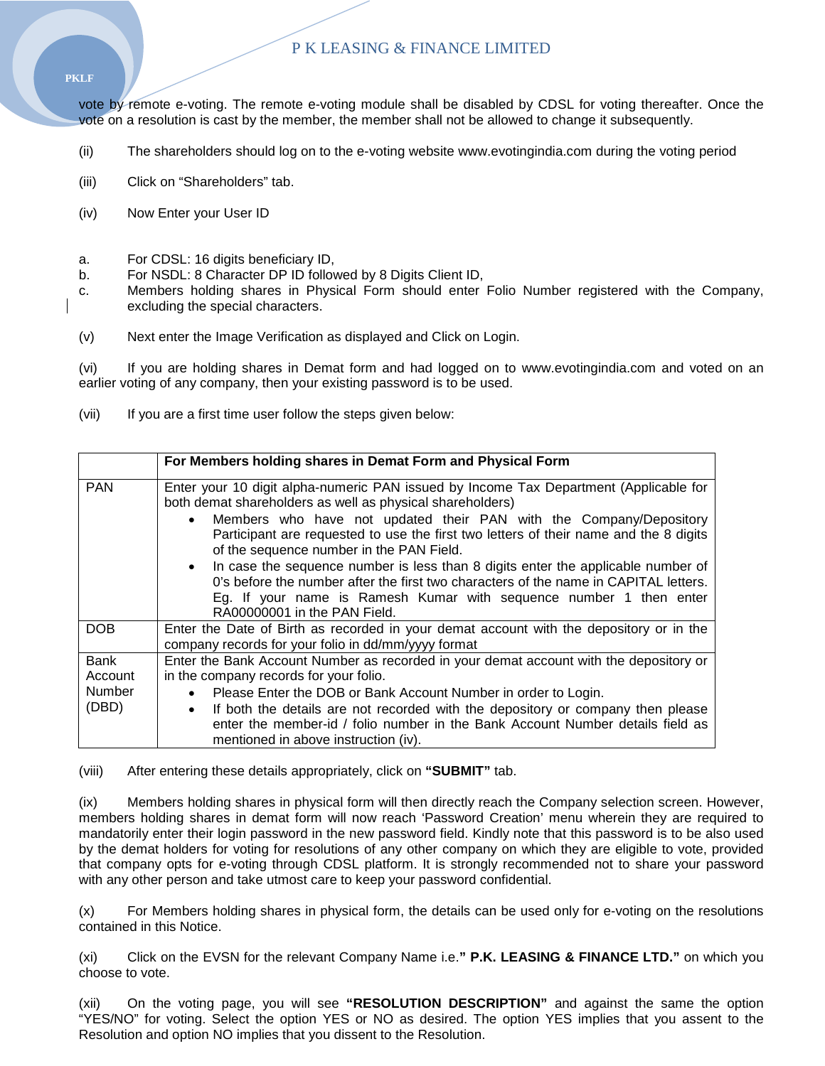vote by remote e-voting. The remote e-voting module shall be disabled by CDSL for voting thereafter. Once the vote on a resolution is cast by the member, the member shall not be allowed to change it subsequently.

(ii) The shareholders should log on to the e-voting website www.evotingindia.com during the voting period

(iii) Click on "Shareholders" tab.

(iv) Now Enter your User ID

a. For CDSL: 16 digits beneficiary ID,
b. For NSDL: 8 Character DP ID followed by 8 Digits Client ID,
c. Members holding shares in Physical Form should enter Folio Number registered with the Company, excluding the special characters.

(v) Next enter the Image Verification as displayed and Click on Login.

(vi) If you are holding shares in Demat form and had logged on to www.evotingindia.com and voted on an earlier voting of any company, then your existing password is to be used.

(vii) If you are a first time user follow the steps given below:

| | **For Members holding shares in Demat Form and Physical Form** |
|---|---|
| PAN | Enter your 10 digit alpha-numeric PAN issued by Income Tax Department (Applicable for both demat shareholders as well as physical shareholders)<br>• Members who have not updated their PAN with the Company/Depository Participant are requested to use the first two letters of their name and the 8 digits of the sequence number in the PAN Field.<br>• In case the sequence number is less than 8 digits enter the applicable number of 0's before the number after the first two characters of the name in CAPITAL letters. Eg. If your name is Ramesh Kumar with sequence number 1 then enter RA00000001 in the PAN Field. |
| DOB | Enter the Date of Birth as recorded in your demat account with the depository or in the company records for your folio in dd/mm/yyyy format |
| Bank Account Number (DBD) | Enter the Bank Account Number as recorded in your demat account with the depository or in the company records for your folio.<br>• Please Enter the DOB or Bank Account Number in order to Login.<br>• If both the details are not recorded with the depository or company then please enter the member-id / folio number in the Bank Account Number details field as mentioned in above instruction (iv). |

(viii) After entering these details appropriately, click on **"SUBMIT"** tab.

(ix) Members holding shares in physical form will then directly reach the Company selection screen. However, members holding shares in demat form will now reach 'Password Creation' menu wherein they are required to mandatorily enter their login password in the new password field. Kindly note that this password is to be also used by the demat holders for voting for resolutions of any other company on which they are eligible to vote, provided that company opts for e-voting through CDSL platform. It is strongly recommended not to share your password with any other person and take utmost care to keep your password confidential.

(x) For Members holding shares in physical form, the details can be used only for e-voting on the resolutions contained in this Notice.

(xi) Click on the EVSN for the relevant Company Name i.e.**" P.K. LEASING & FINANCE LTD."** on which you choose to vote.

(xii) On the voting page, you will see **"RESOLUTION DESCRIPTION"** and against the same the option "YES/NO" for voting. Select the option YES or NO as desired. The option YES implies that you assent to the Resolution and option NO implies that you dissent to the Resolution.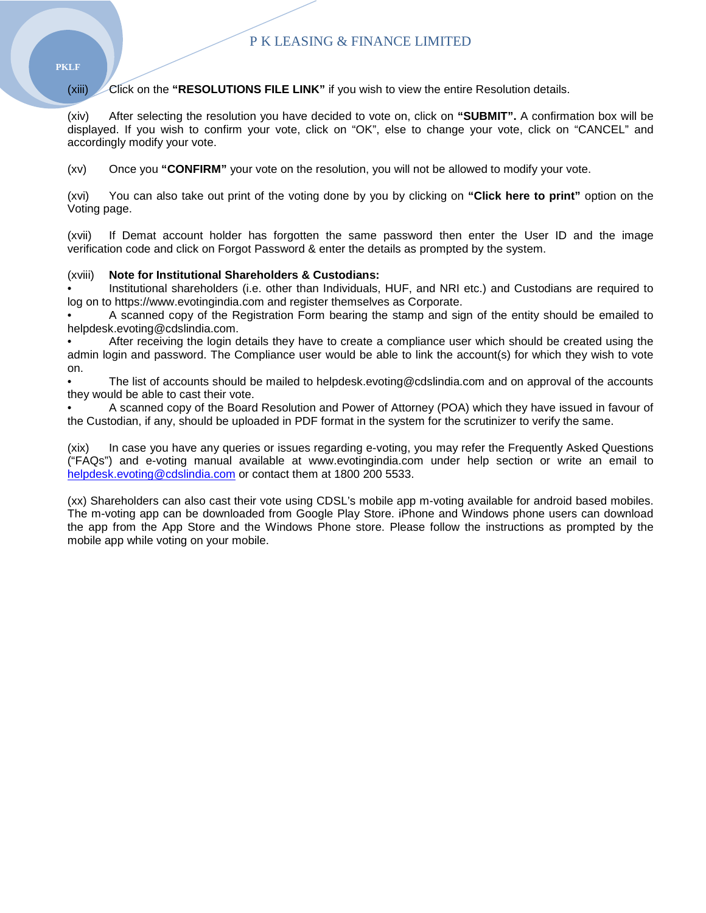(xiii) Click on the **"RESOLUTIONS FILE LINK"** if you wish to view the entire Resolution details.

(xiv) After selecting the resolution you have decided to vote on, click on **"SUBMIT".** A confirmation box will be displayed. If you wish to confirm your vote, click on "OK", else to change your vote, click on "CANCEL" and accordingly modify your vote.

(xv) Once you **"CONFIRM"** your vote on the resolution, you will not be allowed to modify your vote.

(xvi) You can also take out print of the voting done by you by clicking on **"Click here to print"** option on the Voting page.

(xvii) If Demat account holder has forgotten the same password then enter the User ID and the image verification code and click on Forgot Password & enter the details as prompted by the system.

(xviii) **Note for Institutional Shareholders & Custodians:**

- Institutional shareholders (i.e. other than Individuals, HUF, and NRI etc.) and Custodians are required to log on to https://www.evotingindia.com and register themselves as Corporate.
- A scanned copy of the Registration Form bearing the stamp and sign of the entity should be emailed to helpdesk.evoting@cdslindia.com.
- After receiving the login details they have to create a compliance user which should be created using the admin login and password. The Compliance user would be able to link the account(s) for which they wish to vote on.
- The list of accounts should be mailed to helpdesk.evoting@cdslindia.com and on approval of the accounts they would be able to cast their vote.
- A scanned copy of the Board Resolution and Power of Attorney (POA) which they have issued in favour of the Custodian, if any, should be uploaded in PDF format in the system for the scrutinizer to verify the same.

(xix) In case you have any queries or issues regarding e-voting, you may refer the Frequently Asked Questions ("FAQs") and e-voting manual available at www.evotingindia.com under help section or write an email to helpdesk.evoting@cdslindia.com or contact them at 1800 200 5533.

(xx) Shareholders can also cast their vote using CDSL's mobile app m-voting available for android based mobiles. The m-voting app can be downloaded from Google Play Store. iPhone and Windows phone users can download the app from the App Store and the Windows Phone store. Please follow the instructions as prompted by the mobile app while voting on your mobile.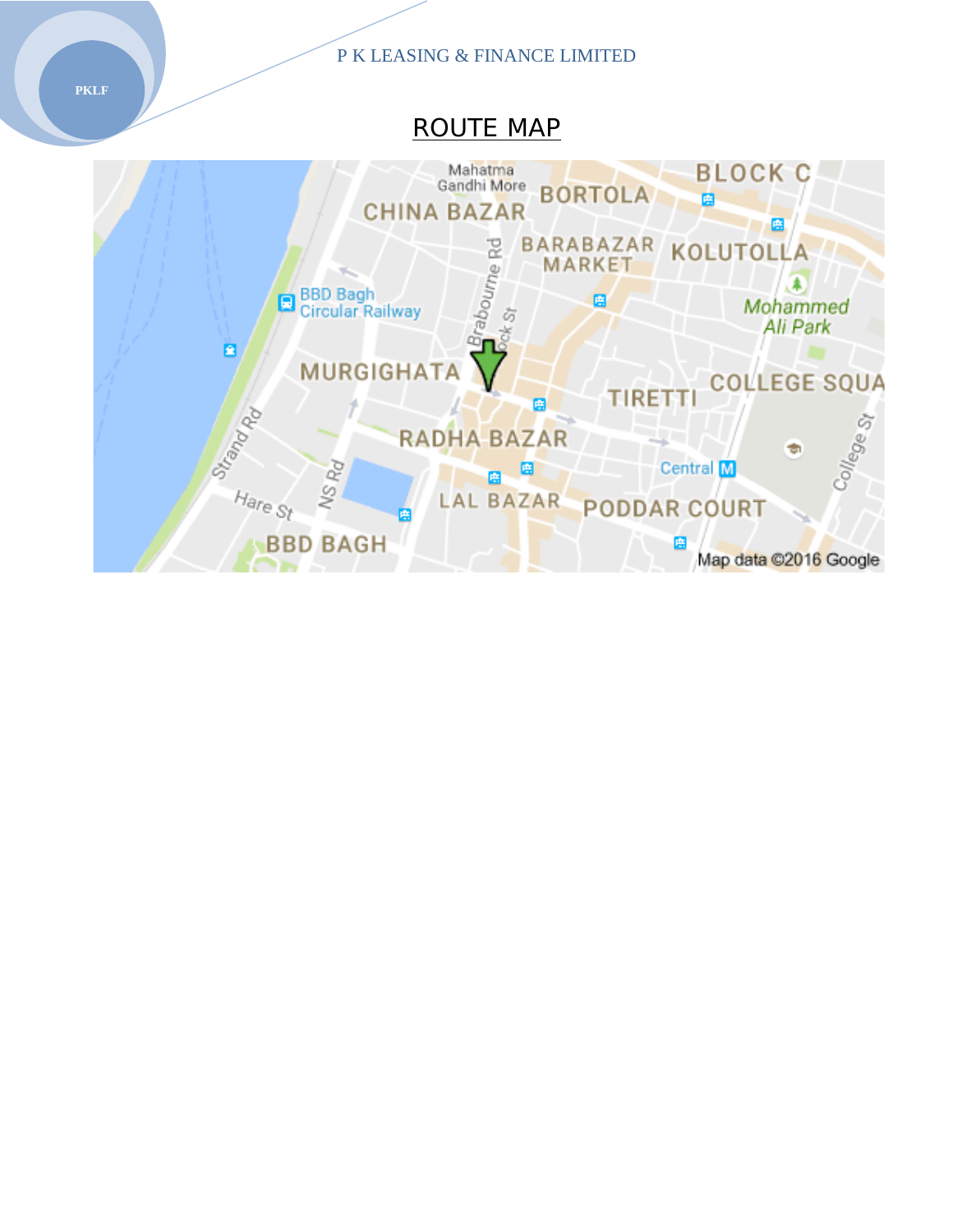# ROUTE MAP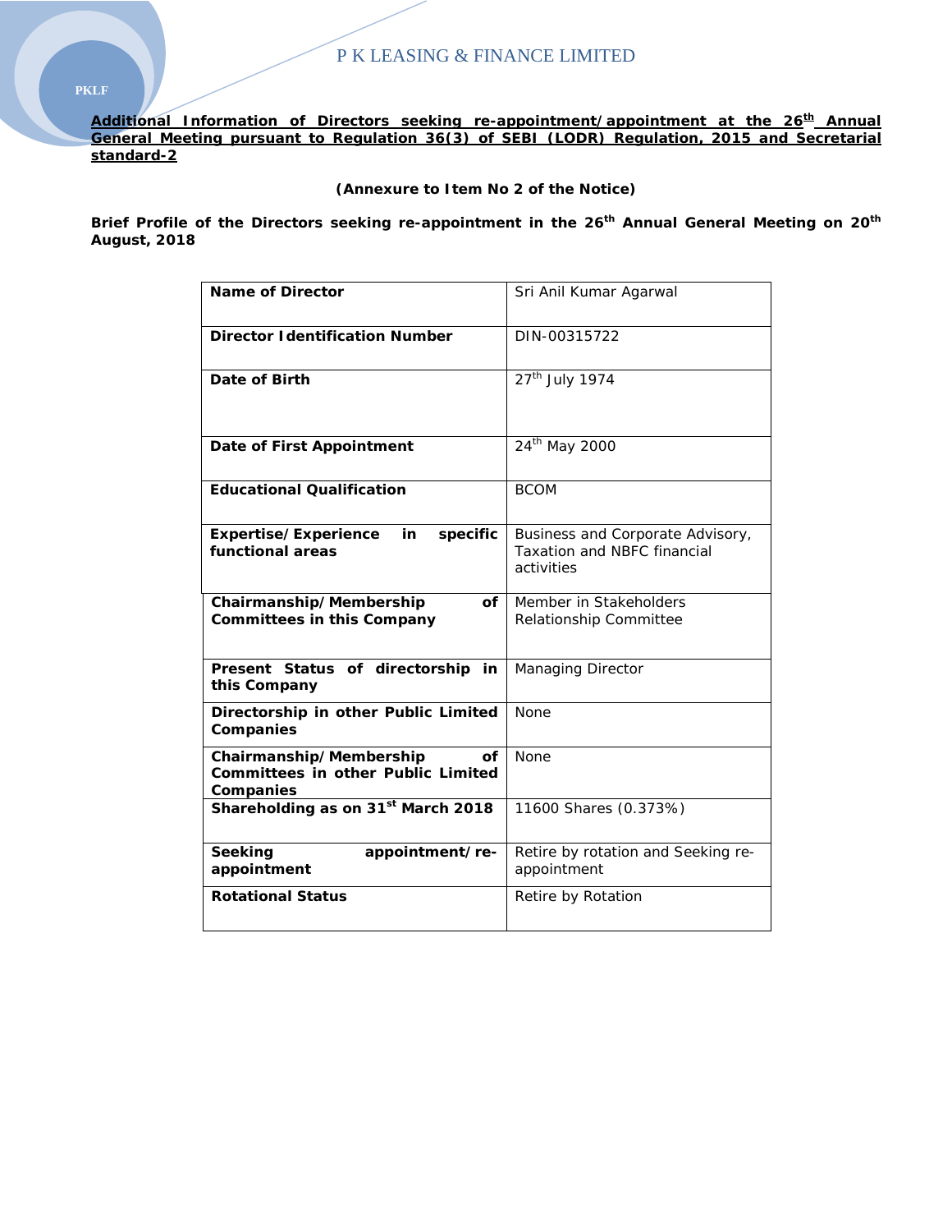**Additional Information of Directors seeking re-appointment/appointment at the 26th Annual General Meeting pursuant to Regulation 36(3) of SEBI (LODR) Regulation, 2015 and Secretarial standard-2**

**(Annexure to Item No 2 of the Notice)**

**Brief Profile of the Directors seeking re-appointment in the 26th Annual General Meeting on 20th August, 2018**

| **Name of Director** | Sri Anil Kumar Agarwal |
|---|---|
| **Director Identification Number** | DIN-00315722 |
| **Date of Birth** | 27th July 1974 |
| **Date of First Appointment** | 24th May 2000 |
| **Educational Qualification** | BCOM |
| **Expertise/Experience in specific functional areas** | Business and Corporate Advisory, Taxation and NBFC financial activities |
| **Chairmanship/Membership of Committees in this Company** | Member in Stakeholders Relationship Committee |
| **Present Status of directorship in this Company** | Managing Director |
| **Directorship in other Public Limited Companies** | None |
| **Chairmanship/Membership of Committees in other Public Limited Companies** | None |
| **Shareholding as on 31st March 2018** | 11600 Shares (0.373%) |
| **Seeking appointment/re-appointment** | Retire by rotation and Seeking re-appointment |
| **Rotational Status** | Retire by Rotation |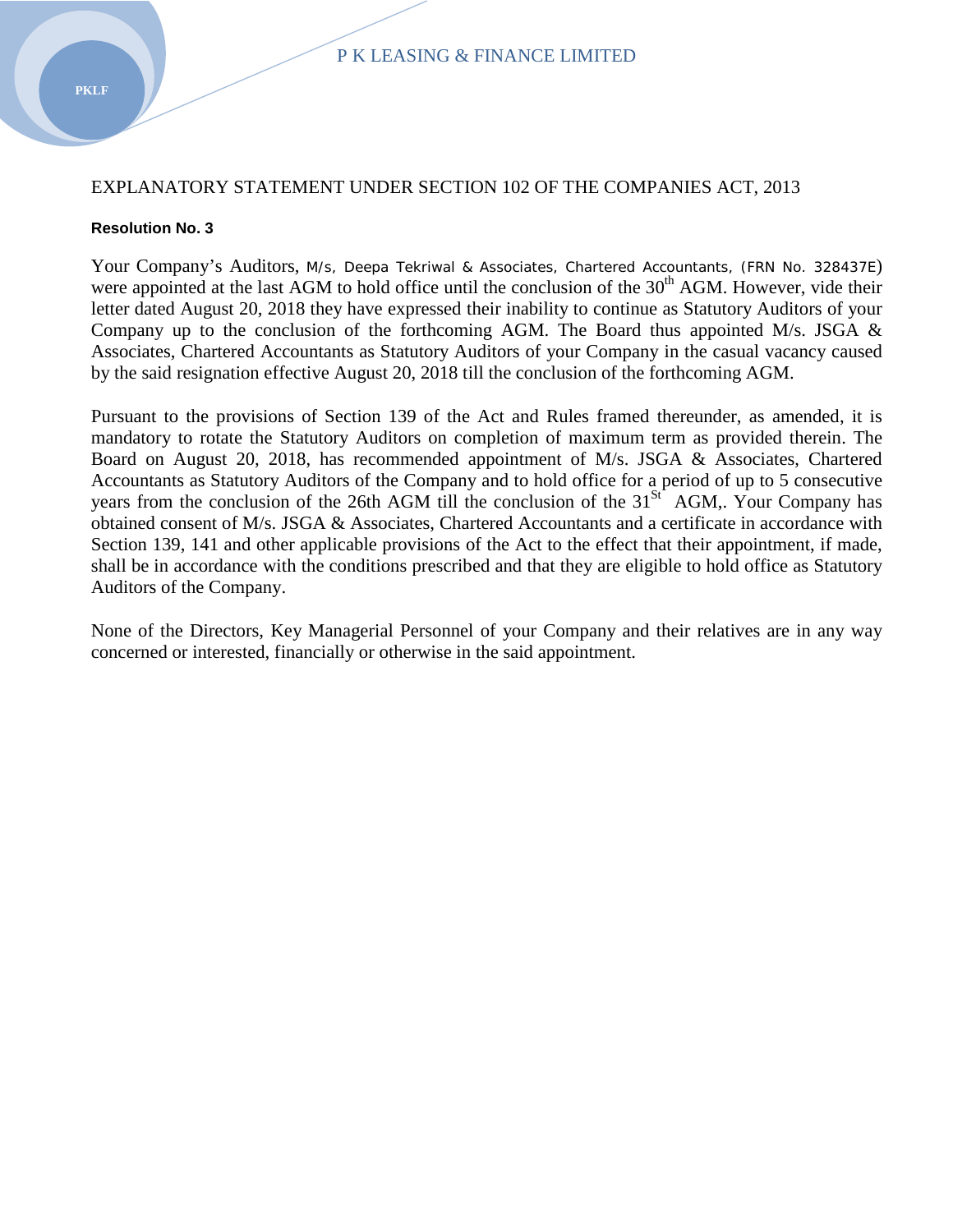EXPLANATORY STATEMENT UNDER SECTION 102 OF THE COMPANIES ACT, 2013

**Resolution No. 3**

Your Company's Auditors, M/s, Deepa Tekriwal & Associates, Chartered Accountants, (FRN No. 328437E) were appointed at the last AGM to hold office until the conclusion of the 30th AGM. However, vide their letter dated August 20, 2018 they have expressed their inability to continue as Statutory Auditors of your Company up to the conclusion of the forthcoming AGM. The Board thus appointed M/s. JSGA & Associates, Chartered Accountants as Statutory Auditors of your Company in the casual vacancy caused by the said resignation effective August 20, 2018 till the conclusion of the forthcoming AGM.

Pursuant to the provisions of Section 139 of the Act and Rules framed thereunder, as amended, it is mandatory to rotate the Statutory Auditors on completion of maximum term as provided therein. The Board on August 20, 2018, has recommended appointment of M/s. JSGA & Associates, Chartered Accountants as Statutory Auditors of the Company and to hold office for a period of up to 5 consecutive years from the conclusion of the 26th AGM till the conclusion of the 31St AGM,. Your Company has obtained consent of M/s. JSGA & Associates, Chartered Accountants and a certificate in accordance with Section 139, 141 and other applicable provisions of the Act to the effect that their appointment, if made, shall be in accordance with the conditions prescribed and that they are eligible to hold office as Statutory Auditors of the Company.

None of the Directors, Key Managerial Personnel of your Company and their relatives are in any way concerned or interested, financially or otherwise in the said appointment.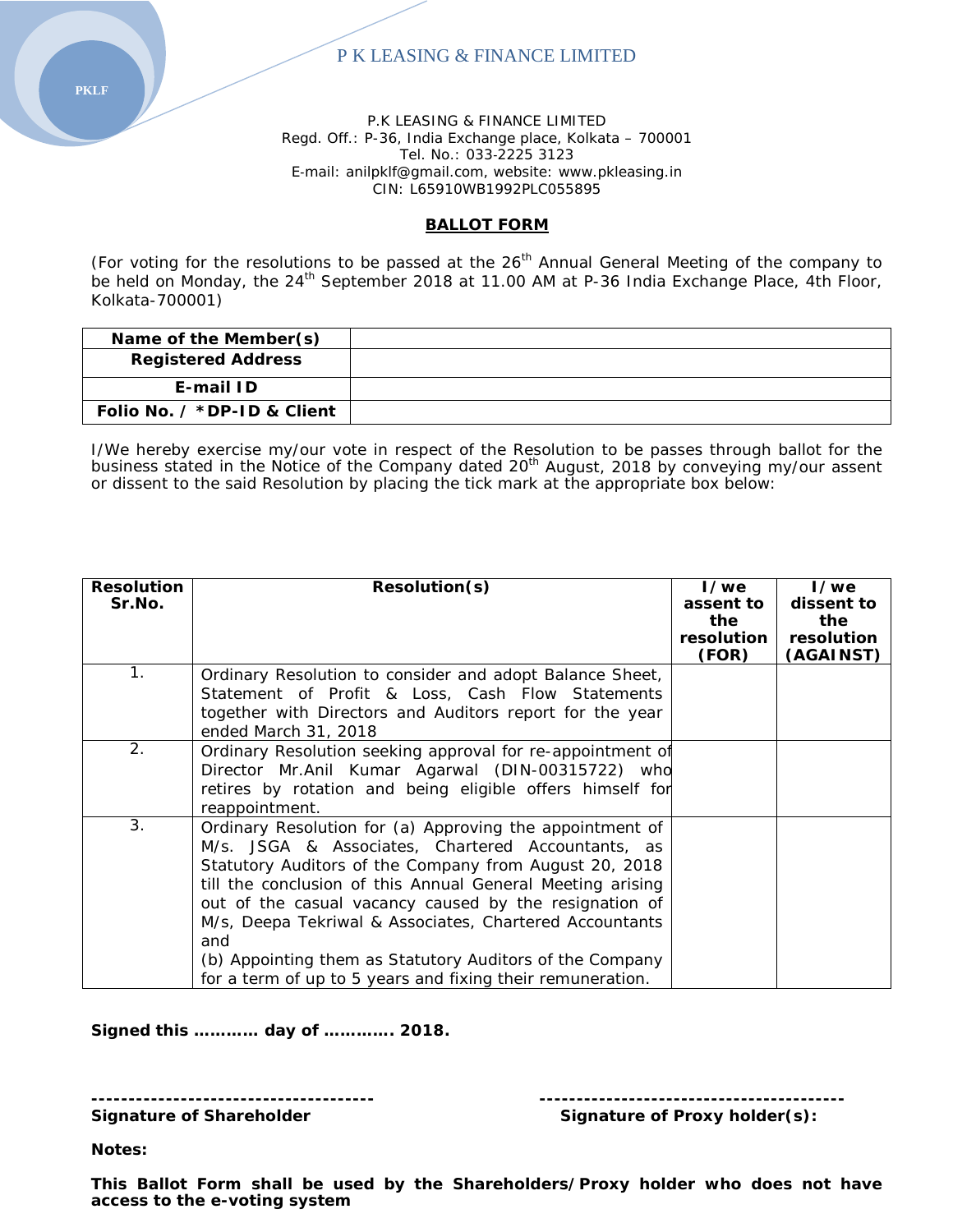P.K LEASING & FINANCE LIMITED
Regd. Off.: P-36, India Exchange place, Kolkata – 700001
Tel. No.: 033-2225 3123
E-mail: anilpklf@gmail.com, website: www.pkleasing.in
CIN: L65910WB1992PLC055895

## BALLOT FORM

(For voting for the resolutions to be passed at the 26th Annual General Meeting of the company to be held on Monday, the 24th September 2018 at 11.00 AM at P-36 India Exchange Place, 4th Floor, Kolkata-700001)

| **Name of the Member(s)** | |
|---|---|
| **Registered Address** | |
| **E-mail ID** | |
| **Folio No. / *DP-ID & Client** | |

I/We hereby exercise my/our vote in respect of the Resolution to be passes through ballot for the business stated in the Notice of the Company dated 20th August, 2018 by conveying my/our assent or dissent to the said Resolution by placing the tick mark at the appropriate box below:

| **Resolution Sr.No.** | **Resolution(s)** | **I/we assent to the resolution (FOR)** | **I/we dissent to the resolution (AGAINST)** |
|---|---|---|---|
| 1. | Ordinary Resolution to consider and adopt Balance Sheet, Statement of Profit & Loss, Cash Flow Statements together with Directors and Auditors report for the year ended March 31, 2018 | | |
| 2. | Ordinary Resolution seeking approval for re-appointment of Director Mr.Anil Kumar Agarwal (DIN-00315722) who retires by rotation and being eligible offers himself for reappointment. | | |
| 3. | Ordinary Resolution for (a) Approving the appointment of M/s. JSGA & Associates, Chartered Accountants, as Statutory Auditors of the Company from August 20, 2018 till the conclusion of this Annual General Meeting arising out of the casual vacancy caused by the resignation of M/s, Deepa Tekriwal & Associates, Chartered Accountants and<br>(b) Appointing them as Statutory Auditors of the Company for a term of up to 5 years and fixing their remuneration. | | |

**Signed this ………… day of …………. 2018.**

**-------------------------------------** &nbsp;&nbsp;&nbsp;&nbsp;&nbsp;&nbsp;&nbsp;&nbsp; **----------------------------------------**

**Signature of Shareholder** &nbsp;&nbsp;&nbsp;&nbsp;&nbsp;&nbsp;&nbsp;&nbsp; **Signature of Proxy holder(s):**

**Notes:**

**This Ballot Form shall be used by the Shareholders/Proxy holder who does not have access to the e-voting system**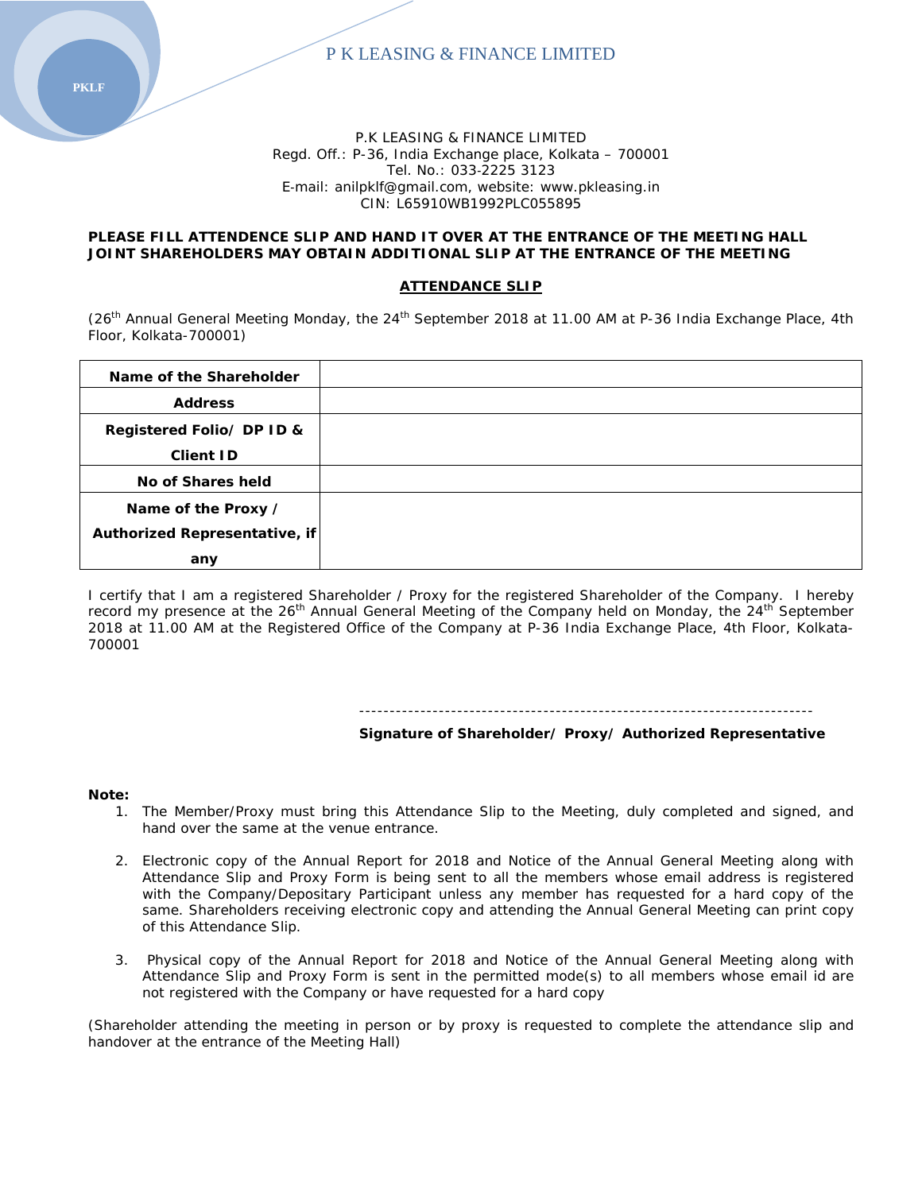P K LEASING & FINANCE LIMITED

P.K LEASING & FINANCE LIMITED
Regd. Off.: P-36, India Exchange place, Kolkata – 700001
Tel. No.: 033-2225 3123
E-mail: anilpklf@gmail.com, website: www.pkleasing.in
CIN: L65910WB1992PLC055895

**PLEASE FILL ATTENDENCE SLIP AND HAND IT OVER AT THE ENTRANCE OF THE MEETING HALL**
**JOINT SHAREHOLDERS MAY OBTAIN ADDITIONAL SLIP AT THE ENTRANCE OF THE MEETING**

## ATTENDANCE SLIP

(26th Annual General Meeting Monday, the 24th September 2018 at 11.00 AM at P-36 India Exchange Place, 4th Floor, Kolkata-700001)

| | |
|---|---|
| **Name of the Shareholder** | |
| **Address** | |
| **Registered Folio/ DP ID & Client ID** | |
| **No of Shares held** | |
| **Name of the Proxy / Authorized Representative, if any** | |

I certify that I am a registered Shareholder / Proxy for the registered Shareholder of the Company. I hereby record my presence at the 26th Annual General Meeting of the Company held on Monday, the 24th September 2018 at 11.00 AM at the Registered Office of the Company at P-36 India Exchange Place, 4th Floor, Kolkata-700001

--------------------------------------------------------------------------
**Signature of Shareholder/ Proxy/ Authorized Representative**

**Note:**

1. The Member/Proxy must bring this Attendance Slip to the Meeting, duly completed and signed, and hand over the same at the venue entrance.

2. Electronic copy of the Annual Report for 2018 and Notice of the Annual General Meeting along with Attendance Slip and Proxy Form is being sent to all the members whose email address is registered with the Company/Depositary Participant unless any member has requested for a hard copy of the same. Shareholders receiving electronic copy and attending the Annual General Meeting can print copy of this Attendance Slip.

3. Physical copy of the Annual Report for 2018 and Notice of the Annual General Meeting along with Attendance Slip and Proxy Form is sent in the permitted mode(s) to all members whose email id are not registered with the Company or have requested for a hard copy

(Shareholder attending the meeting in person or by proxy is requested to complete the attendance slip and handover at the entrance of the Meeting Hall)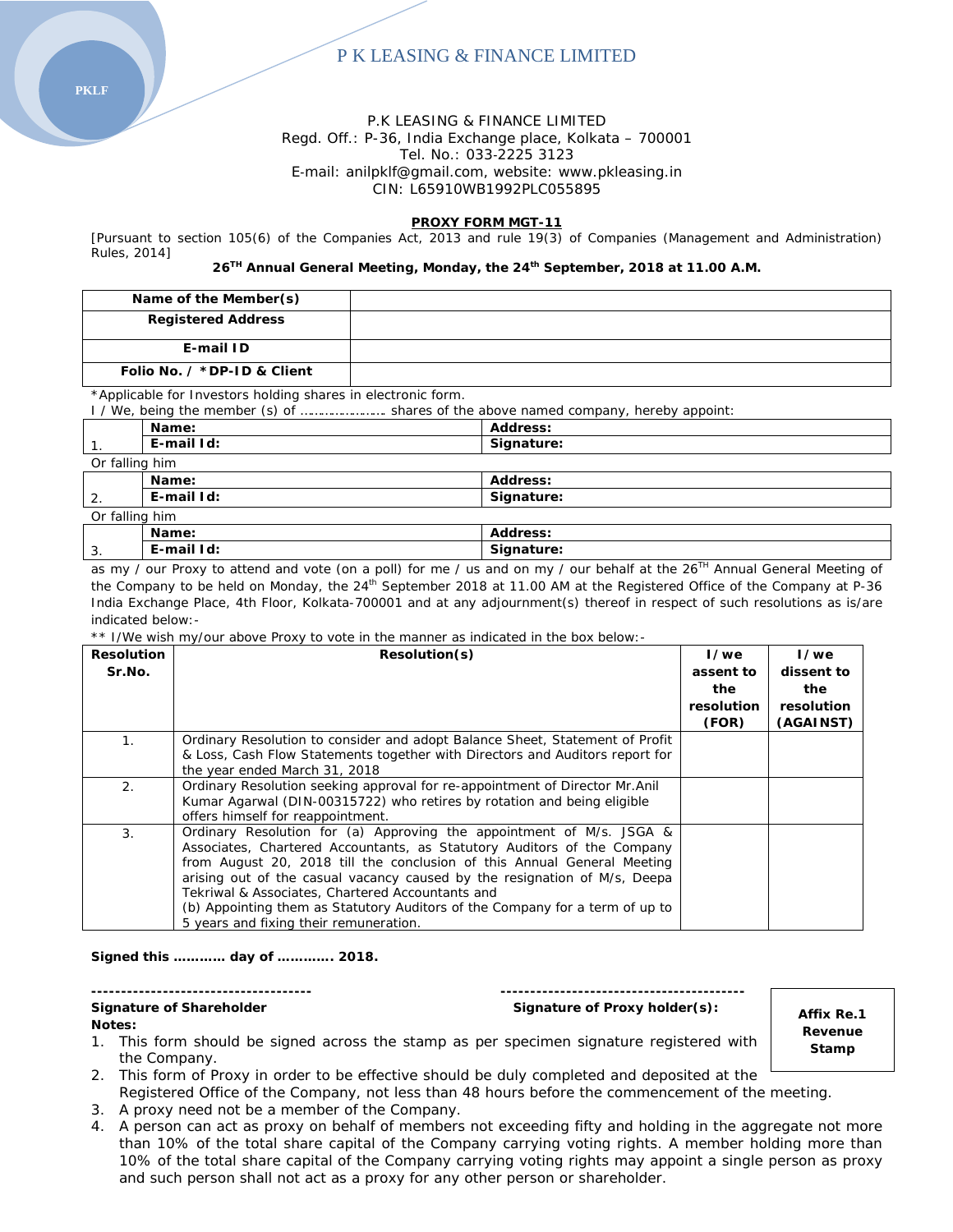P K LEASING & FINANCE LIMITED

P.K LEASING & FINANCE LIMITED
Regd. Off.: P-36, India Exchange place, Kolkata – 700001
Tel. No.: 033-2225 3123
E-mail: anilpklf@gmail.com, website: www.pkleasing.in
CIN: L65910WB1992PLC055895

## PROXY FORM MGT-11

[Pursuant to section 105(6) of the Companies Act, 2013 and rule 19(3) of Companies (Management and Administration) Rules, 2014]

**26TH Annual General Meeting, Monday, the 24th September, 2018 at 11.00 A.M.**

| Name of the Member(s) | |
|---|---|
| Registered Address | |
| E-mail ID | |
| Folio No. / *DP-ID & Client | |

*Applicable for Investors holding shares in electronic form.

I / We, being the member (s) of ………………… shares of the above named company, hereby appoint:

| | | |
|---|---|---|
| 1. | **Name:** | **Address:** |
| | **E-mail Id:** | **Signature:** |

Or falling him

| | | |
|---|---|---|
| 2. | **Name:** | **Address:** |
| | **E-mail Id:** | **Signature:** |

Or falling him

| | | |
|---|---|---|
| 3. | **Name:** | **Address:** |
| | **E-mail Id:** | **Signature:** |

as my / our Proxy to attend and vote (on a poll) for me / us and on my / our behalf at the 26TH Annual General Meeting of the Company to be held on Monday, the 24th September 2018 at 11.00 AM at the Registered Office of the Company at P-36 India Exchange Place, 4th Floor, Kolkata-700001 and at any adjournment(s) thereof in respect of such resolutions as is/are indicated below:-

** I/We wish my/our above Proxy to vote in the manner as indicated in the box below:-

| Resolution Sr.No. | Resolution(s) | I/we assent to the resolution (FOR) | I/we dissent to the resolution (AGAINST) |
|---|---|---|---|
| 1. | Ordinary Resolution to consider and adopt Balance Sheet, Statement of Profit & Loss, Cash Flow Statements together with Directors and Auditors report for the year ended March 31, 2018 | | |
| 2. | Ordinary Resolution seeking approval for re-appointment of Director Mr.Anil Kumar Agarwal (DIN-00315722) who retires by rotation and being eligible offers himself for reappointment. | | |
| 3. | Ordinary Resolution for (a) Approving the appointment of M/s. JSGA & Associates, Chartered Accountants, as Statutory Auditors of the Company from August 20, 2018 till the conclusion of this Annual General Meeting arising out of the casual vacancy caused by the resignation of M/s, Deepa Tekriwal & Associates, Chartered Accountants and (b) Appointing them as Statutory Auditors of the Company for a term of up to 5 years and fixing their remuneration. | | |

**Signed this ………… day of ………….. 2018.**

------------------------------------ ----------------------------------------

**Signature of Shareholder** **Signature of Proxy holder(s):**

**Affix Re.1 Revenue Stamp**

**Notes:**

1. This form should be signed across the stamp as per specimen signature registered with the Company.
2. This form of Proxy in order to be effective should be duly completed and deposited at the Registered Office of the Company, not less than 48 hours before the commencement of the meeting.
3. A proxy need not be a member of the Company.
4. A person can act as proxy on behalf of members not exceeding fifty and holding in the aggregate not more than 10% of the total share capital of the Company carrying voting rights. A member holding more than 10% of the total share capital of the Company carrying voting rights may appoint a single person as proxy and such person shall not act as a proxy for any other person or shareholder.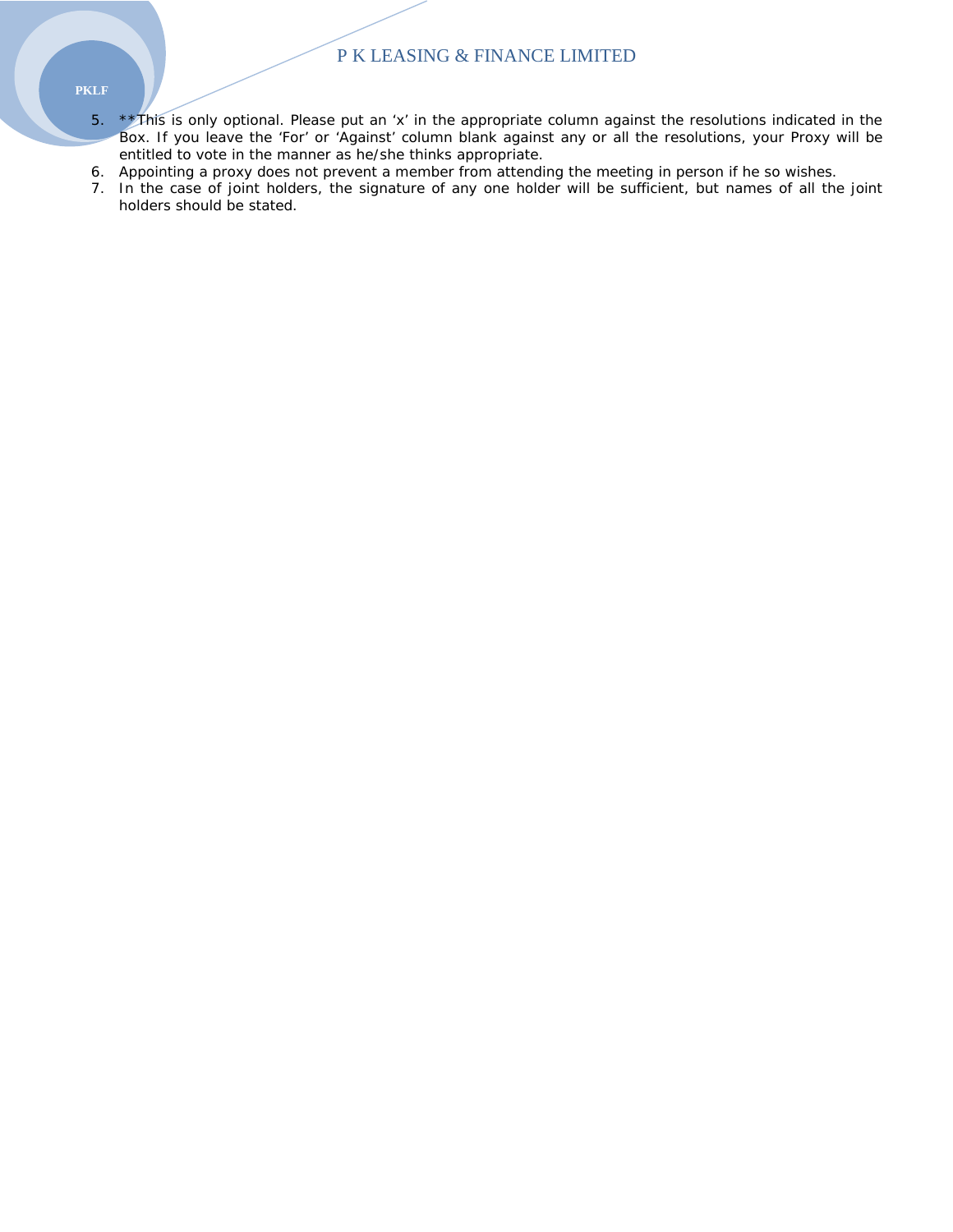5. **This is only optional. Please put an ‘x’ in the appropriate column against the resolutions indicated in the Box. If you leave the ‘For’ or ‘Against’ column blank against any or all the resolutions, your Proxy will be entitled to vote in the manner as he/she thinks appropriate.
6. Appointing a proxy does not prevent a member from attending the meeting in person if he so wishes.
7. In the case of joint holders, the signature of any one holder will be sufficient, but names of all the joint holders should be stated.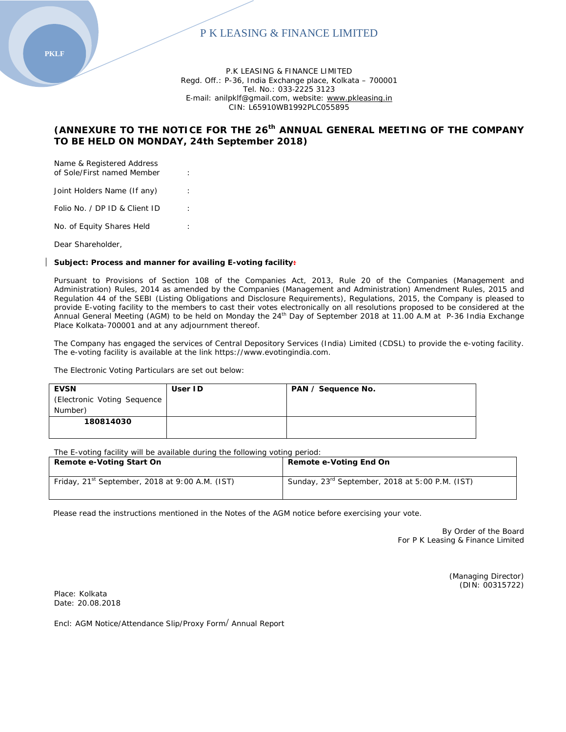PKLF

# P K LEASING & FINANCE LIMITED

P.K LEASING & FINANCE LIMITED
Regd. Off.: P-36, India Exchange place, Kolkata – 700001
Tel. No.: 033-2225 3123
E-mail: anilpklf@gmail.com, website: www.pkleasing.in
CIN: L65910WB1992PLC055895

## (ANNEXURE TO THE NOTICE FOR THE 26th ANNUAL GENERAL MEETING OF THE COMPANY TO BE HELD ON MONDAY, 24th September 2018)

Name & Registered Address of Sole/First named Member :

Joint Holders Name (If any) :

Folio No. / DP ID & Client ID :

No. of Equity Shares Held :

Dear Shareholder,

**Subject: Process and manner for availing E-voting facility:**

Pursuant to Provisions of Section 108 of the Companies Act, 2013, Rule 20 of the Companies (Management and Administration) Rules, 2014 as amended by the Companies (Management and Administration) Amendment Rules, 2015 and Regulation 44 of the SEBI (Listing Obligations and Disclosure Requirements), Regulations, 2015, the Company is pleased to provide E-voting facility to the members to cast their votes electronically on all resolutions proposed to be considered at the Annual General Meeting (AGM) to be held on Monday the 24th Day of September 2018 at 11.00 A.M at P-36 India Exchange Place Kolkata-700001 and at any adjournment thereof.

The Company has engaged the services of Central Depository Services (India) Limited (CDSL) to provide the e-voting facility. The e-voting facility is available at the link https://www.evotingindia.com.

The Electronic Voting Particulars are set out below:

| **EVSN** (Electronic Voting Sequence Number) | **User ID** | **PAN / Sequence No.** |
|---|---|---|
| **180814030** | | |

The E-voting facility will be available during the following voting period:

| **Remote e-Voting Start On** | **Remote e-Voting End On** |
|---|---|
| Friday, 21st September, 2018 at 9:00 A.M. (IST) | Sunday, 23rd September, 2018 at 5:00 P.M. (IST) |

Please read the instructions mentioned in the Notes of the AGM notice before exercising your vote.

By Order of the Board
For P K Leasing & Finance Limited

(Managing Director)
(DIN: 00315722)

Place: Kolkata
Date: 20.08.2018

Encl: AGM Notice/Attendance Slip/Proxy Form/ Annual Report